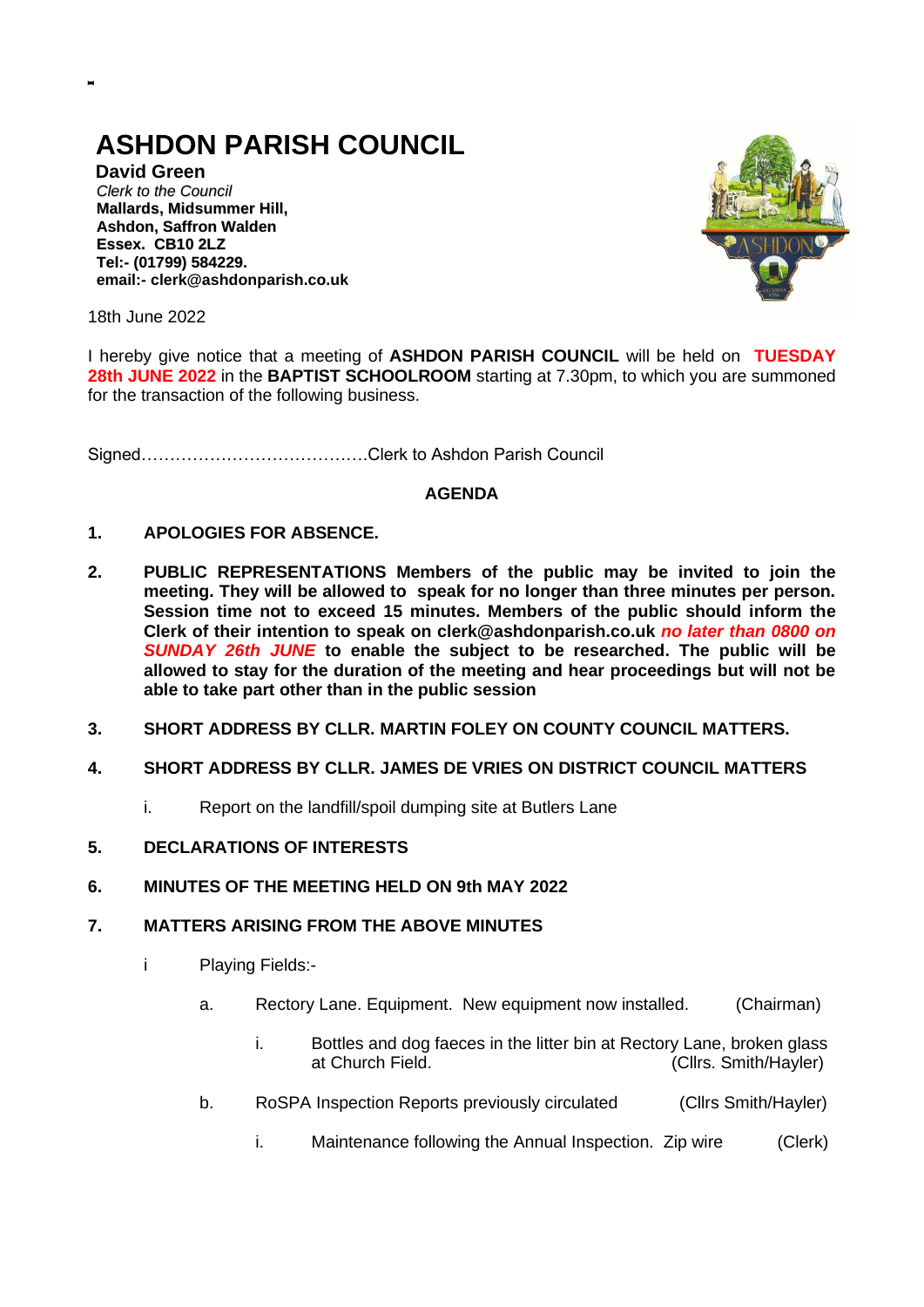# ASHDON PARISH COUNCIL

**David Green**
*Clerk to the Council*
**Mallards, Midsummer Hill,**
**Ashdon, Saffron Walden**
**Essex. CB10 2LZ**
**Tel:- (01799) 584229.**
**email:- clerk@ashdonparish.co.uk**

18th June 2022

I hereby give notice that a meeting of **ASHDON PARISH COUNCIL** will be held on **TUESDAY 28th JUNE 2022** in the **BAPTIST SCHOOLROOM** starting at 7.30pm, to which you are summoned for the transaction of the following business.

Signed………………………………….Clerk to Ashdon Parish Council

## AGENDA

**1. APOLOGIES FOR ABSENCE.**

**2. PUBLIC REPRESENTATIONS Members of the public may be invited to join the meeting. They will be allowed to speak for no longer than three minutes per person. Session time not to exceed 15 minutes. Members of the public should inform the Clerk of their intention to speak on clerk@ashdonparish.co.uk *no later than 0800 on SUNDAY 26th JUNE* to enable the subject to be researched. The public will be allowed to stay for the duration of the meeting and hear proceedings but will not be able to take part other than in the public session**

**3. SHORT ADDRESS BY CLLR. MARTIN FOLEY ON COUNTY COUNCIL MATTERS.**

**4. SHORT ADDRESS BY CLLR. JAMES DE VRIES ON DISTRICT COUNCIL MATTERS**

- i. Report on the landfill/spoil dumping site at Butlers Lane

**5. DECLARATIONS OF INTERESTS**

**6. MINUTES OF THE MEETING HELD ON 9th MAY 2022**

**7. MATTERS ARISING FROM THE ABOVE MINUTES**

- i Playing Fields:-
  - a. Rectory Lane. Equipment. New equipment now installed. (Chairman)
    - i. Bottles and dog faeces in the litter bin at Rectory Lane, broken glass at Church Field. (Cllrs. Smith/Hayler)
  - b. RoSPA Inspection Reports previously circulated (Cllrs Smith/Hayler)
    - i. Maintenance following the Annual Inspection. Zip wire (Clerk)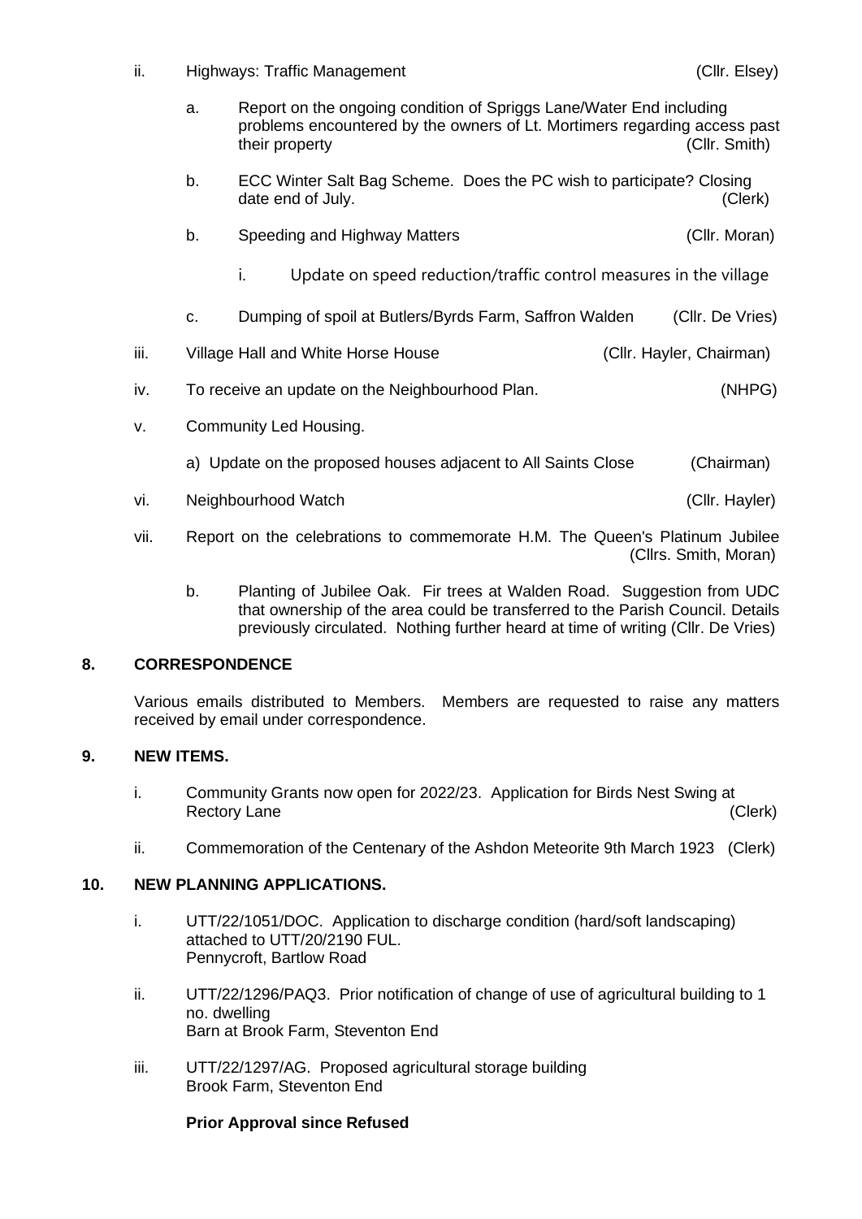ii. Highways: Traffic Management (Cllr. Elsey)

a. Report on the ongoing condition of Spriggs Lane/Water End including problems encountered by the owners of Lt. Mortimers regarding access past their property (Cllr. Smith)

b. ECC Winter Salt Bag Scheme. Does the PC wish to participate? Closing date end of July. (Clerk)

b. Speeding and Highway Matters (Cllr. Moran)

i. Update on speed reduction/traffic control measures in the village

c. Dumping of spoil at Butlers/Byrds Farm, Saffron Walden (Cllr. De Vries)

iii. Village Hall and White Horse House (Cllr. Hayler, Chairman)

iv. To receive an update on the Neighbourhood Plan. (NHPG)

v. Community Led Housing.

a) Update on the proposed houses adjacent to All Saints Close (Chairman)

vi. Neighbourhood Watch (Cllr. Hayler)

vii. Report on the celebrations to commemorate H.M. The Queen's Platinum Jubilee (Cllrs. Smith, Moran)

b. Planting of Jubilee Oak. Fir trees at Walden Road. Suggestion from UDC that ownership of the area could be transferred to the Parish Council. Details previously circulated. Nothing further heard at time of writing (Cllr. De Vries)

## 8. CORRESPONDENCE

Various emails distributed to Members. Members are requested to raise any matters received by email under correspondence.

## 9. NEW ITEMS.

i. Community Grants now open for 2022/23. Application for Birds Nest Swing at Rectory Lane (Clerk)

ii. Commemoration of the Centenary of the Ashdon Meteorite 9th March 1923 (Clerk)

## 10. NEW PLANNING APPLICATIONS.

i. UTT/22/1051/DOC. Application to discharge condition (hard/soft landscaping) attached to UTT/20/2190 FUL.
Pennycroft, Bartlow Road

ii. UTT/22/1296/PAQ3. Prior notification of change of use of agricultural building to 1 no. dwelling
Barn at Brook Farm, Steventon End

iii. UTT/22/1297/AG. Proposed agricultural storage building
Brook Farm, Steventon End

**Prior Approval since Refused**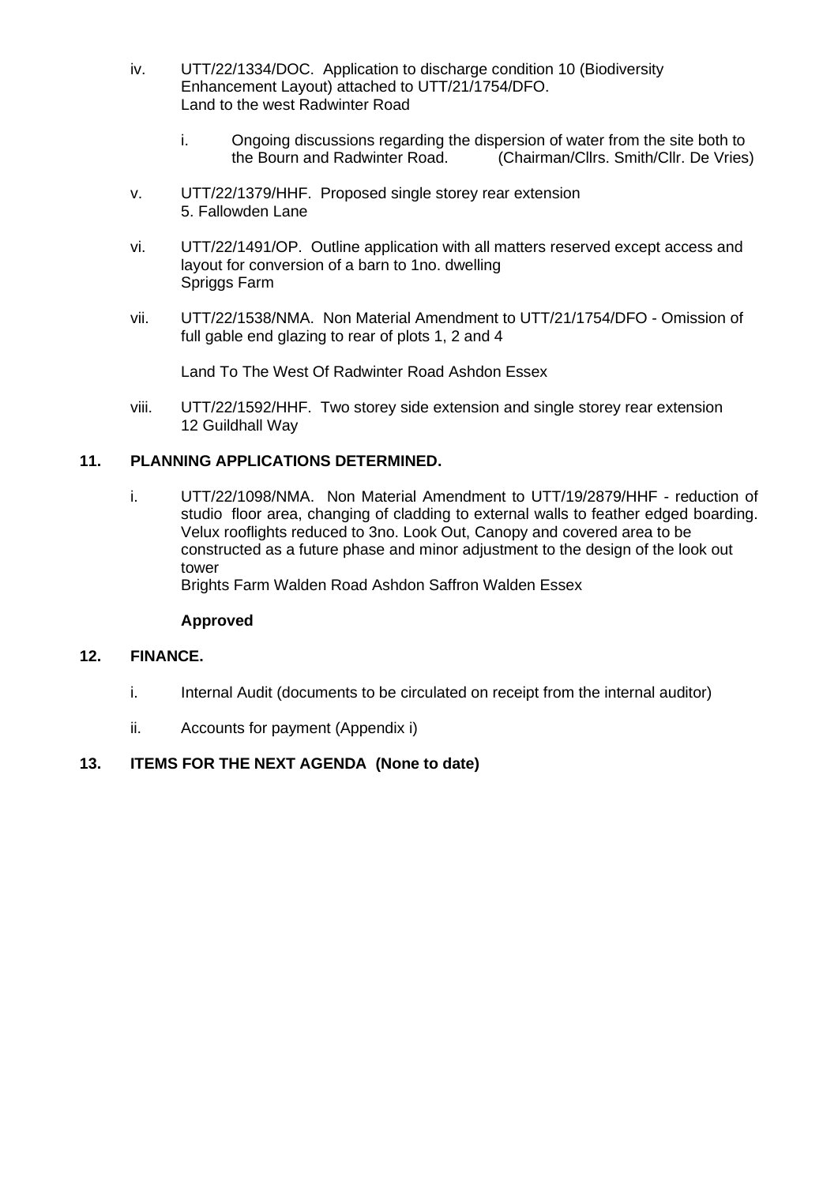iv. UTT/22/1334/DOC. Application to discharge condition 10 (Biodiversity Enhancement Layout) attached to UTT/21/1754/DFO.
Land to the west Radwinter Road

 i. Ongoing discussions regarding the dispersion of water from the site both to the Bourn and Radwinter Road. (Chairman/Cllrs. Smith/Cllr. De Vries)

v. UTT/22/1379/HHF. Proposed single storey rear extension
5. Fallowden Lane

vi. UTT/22/1491/OP. Outline application with all matters reserved except access and layout for conversion of a barn to 1no. dwelling
Spriggs Farm

vii. UTT/22/1538/NMA. Non Material Amendment to UTT/21/1754/DFO - Omission of full gable end glazing to rear of plots 1, 2 and 4

Land To The West Of Radwinter Road Ashdon Essex

viii. UTT/22/1592/HHF. Two storey side extension and single storey rear extension
12 Guildhall Way

**11. PLANNING APPLICATIONS DETERMINED.**

i. UTT/22/1098/NMA. Non Material Amendment to UTT/19/2879/HHF - reduction of studio floor area, changing of cladding to external walls to feather edged boarding. Velux rooflights reduced to 3no. Look Out, Canopy and covered area to be constructed as a future phase and minor adjustment to the design of the look out tower
Brights Farm Walden Road Ashdon Saffron Walden Essex

**Approved**

**12. FINANCE.**

i. Internal Audit (documents to be circulated on receipt from the internal auditor)

ii. Accounts for payment (Appendix i)

**13. ITEMS FOR THE NEXT AGENDA (None to date)**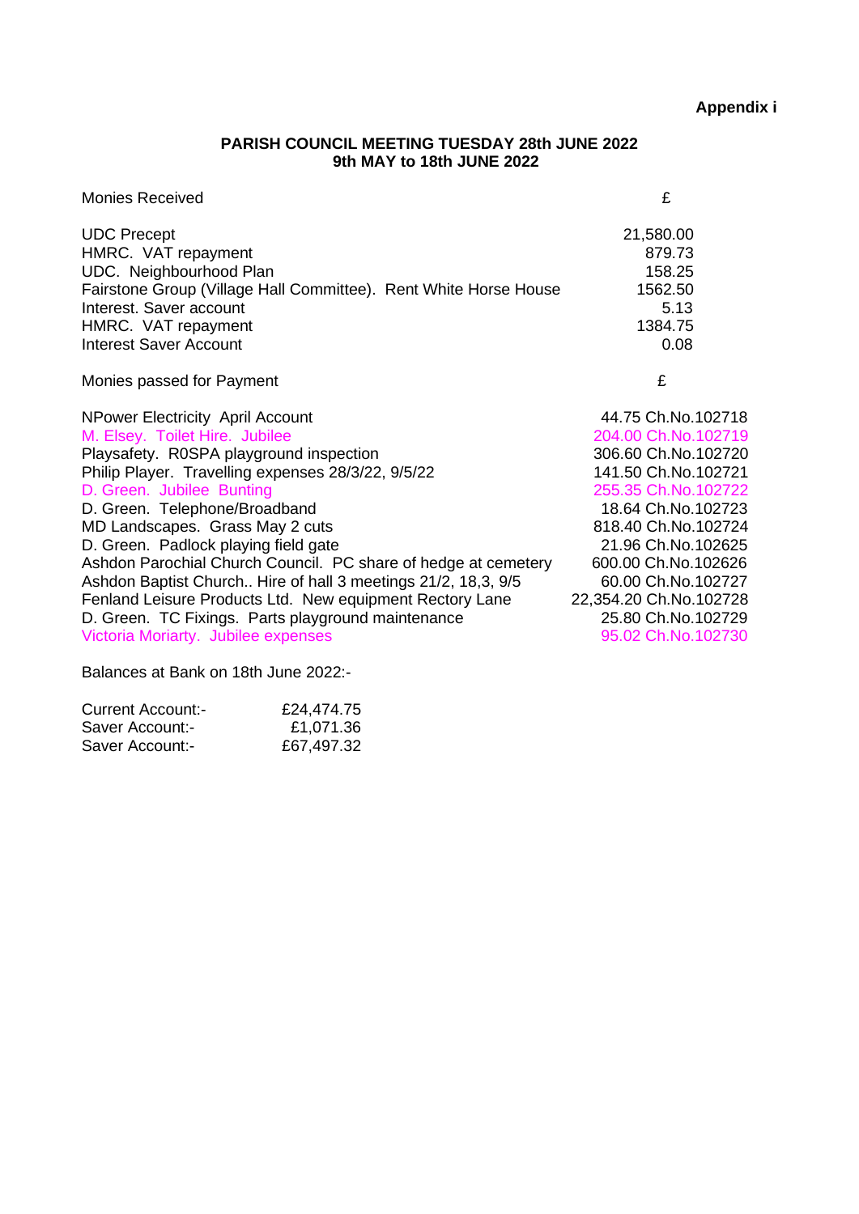**Appendix i**

**PARISH COUNCIL MEETING TUESDAY 28th JUNE 2022**
**9th MAY to 18th JUNE 2022**

| Monies Received | £ |
|---|---|
| UDC Precept | 21,580.00 |
| HMRC. VAT repayment | 879.73 |
| UDC. Neighbourhood Plan | 158.25 |
| Fairstone Group (Village Hall Committee). Rent White Horse House | 1562.50 |
| Interest. Saver account | 5.13 |
| HMRC. VAT repayment | 1384.75 |
| Interest Saver Account | 0.08 |

| Monies passed for Payment | £ |
|---|---|
| NPower Electricity April Account | 44.75 Ch.No.102718 |
| M. Elsey. Toilet Hire. Jubilee | 204.00 Ch.No.102719 |
| Playsafety. R0SPA playground inspection | 306.60 Ch.No.102720 |
| Philip Player. Travelling expenses 28/3/22, 9/5/22 | 141.50 Ch.No.102721 |
| D. Green. Jubilee Bunting | 255.35 Ch.No.102722 |
| D. Green. Telephone/Broadband | 18.64 Ch.No.102723 |
| MD Landscapes. Grass May 2 cuts | 818.40 Ch.No.102724 |
| D. Green. Padlock playing field gate | 21.96 Ch.No.102625 |
| Ashdon Parochial Church Council. PC share of hedge at cemetery | 600.00 Ch.No.102626 |
| Ashdon Baptist Church.. Hire of hall 3 meetings 21/2, 18,3, 9/5 | 60.00 Ch.No.102727 |
| Fenland Leisure Products Ltd. New equipment Rectory Lane | 22,354.20 Ch.No.102728 |
| D. Green. TC Fixings. Parts playground maintenance | 25.80 Ch.No.102729 |
| Victoria Moriarty. Jubilee expenses | 95.02 Ch.No.102730 |

Balances at Bank on 18th June 2022:-

| | |
|---|---|
| Current Account:- | £24,474.75 |
| Saver Account:- | £1,071.36 |
| Saver Account:- | £67,497.32 |